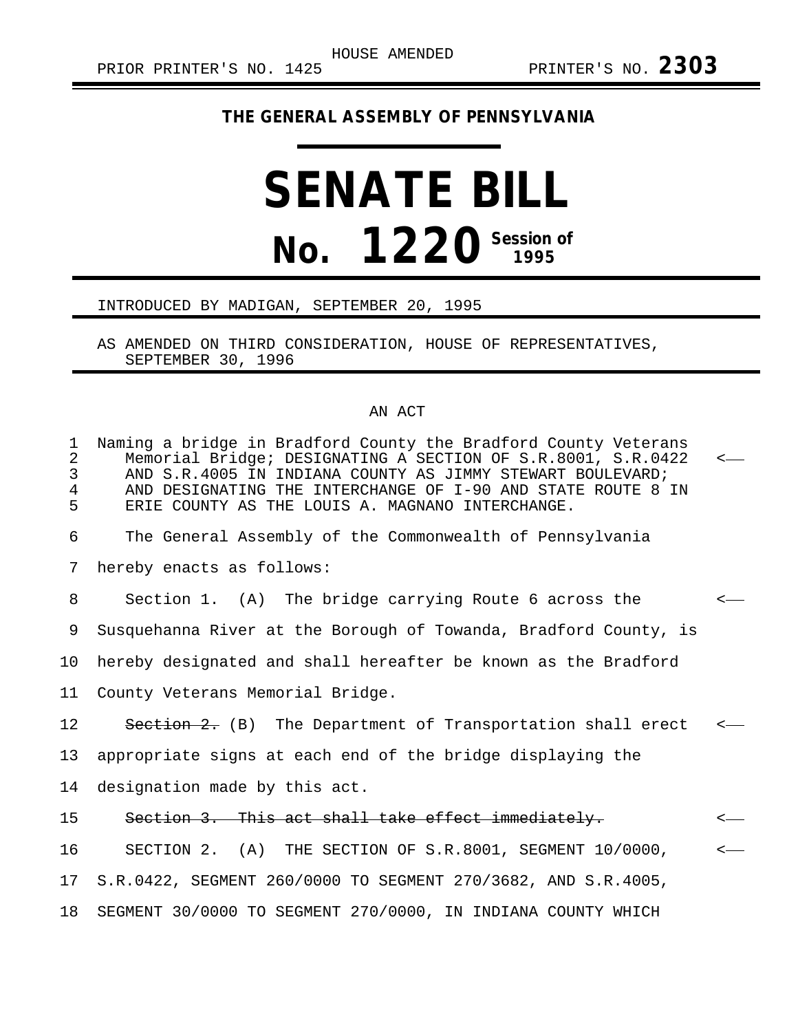HOUSE AMENDED

PRIOR PRINTER'S NO. 1425 PRINTER'S NO. **2303**

**THE GENERAL ASSEMBLY OF PENNSYLVANIA**

# SENATE BILL

# No. 1220 Session of 1995

INTRODUCED BY MADIGAN, SEPTEMBER 20, 1995

AS AMENDED ON THIRD CONSIDERATION, HOUSE OF REPRESENTATIVES, SEPTEMBER 30, 1996

AN ACT

Naming a bridge in Bradford County the Bradford County Veterans Memorial Bridge; DESIGNATING A SECTION OF S.R.8001, S.R.0422 AND S.R.4005 IN INDIANA COUNTY AS JIMMY STEWART BOULEVARD; AND DESIGNATING THE INTERCHANGE OF I-90 AND STATE ROUTE 8 IN ERIE COUNTY AS THE LOUIS A. MAGNANO INTERCHANGE.

The General Assembly of the Commonwealth of Pennsylvania hereby enacts as follows:

Section 1. (A) The bridge carrying Route 6 across the Susquehanna River at the Borough of Towanda, Bradford County, is hereby designated and shall hereafter be known as the Bradford County Veterans Memorial Bridge.

~~Section 2.~~ (B) The Department of Transportation shall erect appropriate signs at each end of the bridge displaying the designation made by this act.

~~Section 3. This act shall take effect immediately.~~

SECTION 2. (A) THE SECTION OF S.R.8001, SEGMENT 10/0000, S.R.0422, SEGMENT 260/0000 TO SEGMENT 270/3682, AND S.R.4005, SEGMENT 30/0000 TO SEGMENT 270/0000, IN INDIANA COUNTY WHICH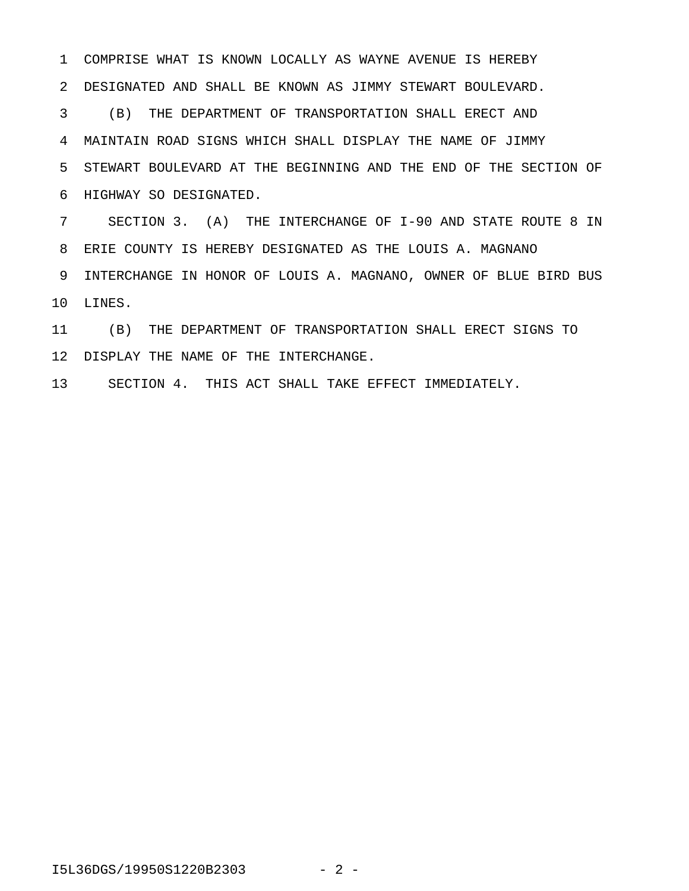COMPRISE WHAT IS KNOWN LOCALLY AS WAYNE AVENUE IS HEREBY DESIGNATED AND SHALL BE KNOWN AS JIMMY STEWART BOULEVARD.

(B) THE DEPARTMENT OF TRANSPORTATION SHALL ERECT AND MAINTAIN ROAD SIGNS WHICH SHALL DISPLAY THE NAME OF JIMMY STEWART BOULEVARD AT THE BEGINNING AND THE END OF THE SECTION OF HIGHWAY SO DESIGNATED.

SECTION 3. (A) THE INTERCHANGE OF I-90 AND STATE ROUTE 8 IN ERIE COUNTY IS HEREBY DESIGNATED AS THE LOUIS A. MAGNANO INTERCHANGE IN HONOR OF LOUIS A. MAGNANO, OWNER OF BLUE BIRD BUS LINES.

(B) THE DEPARTMENT OF TRANSPORTATION SHALL ERECT SIGNS TO DISPLAY THE NAME OF THE INTERCHANGE.

SECTION 4. THIS ACT SHALL TAKE EFFECT IMMEDIATELY.

I5L36DGS/19950S1220B2303